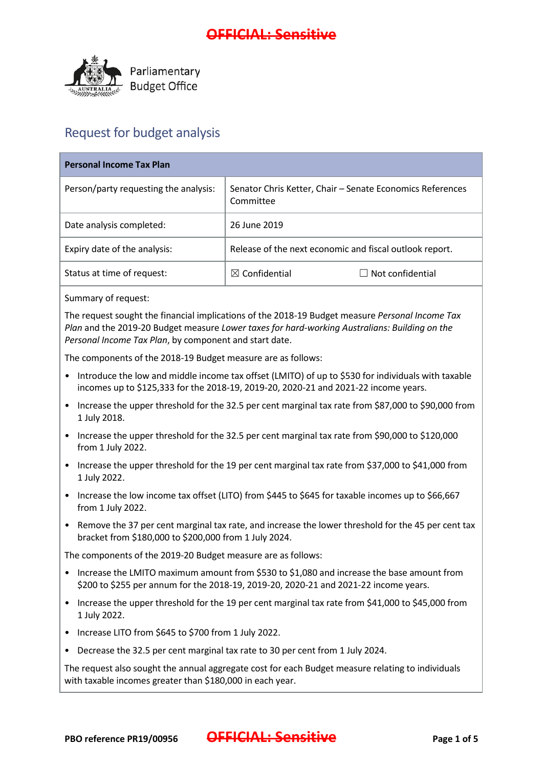Parliamentary Budget Office

# Request for budget analysis

| **Personal Income Tax Plan** | |
|---|---|
| Person/party requesting the analysis: | Senator Chris Ketter, Chair – Senate Economics References Committee |
| Date analysis completed: | 26 June 2019 |
| Expiry date of the analysis: | Release of the next economic and fiscal outlook report. |
| Status at time of request: | ☒ Confidential ☐ Not confidential |

Summary of request:

The request sought the financial implications of the 2018-19 Budget measure *Personal Income Tax Plan* and the 2019-20 Budget measure *Lower taxes for hard-working Australians: Building on the Personal Income Tax Plan*, by component and start date.

The components of the 2018-19 Budget measure are as follows:

- Introduce the low and middle income tax offset (LMITO) of up to $530 for individuals with taxable incomes up to $125,333 for the 2018-19, 2019-20, 2020-21 and 2021-22 income years.
- Increase the upper threshold for the 32.5 per cent marginal tax rate from $87,000 to $90,000 from 1 July 2018.
- Increase the upper threshold for the 32.5 per cent marginal tax rate from $90,000 to $120,000 from 1 July 2022.
- Increase the upper threshold for the 19 per cent marginal tax rate from $37,000 to $41,000 from 1 July 2022.
- Increase the low income tax offset (LITO) from $445 to $645 for taxable incomes up to $66,667 from 1 July 2022.
- Remove the 37 per cent marginal tax rate, and increase the lower threshold for the 45 per cent tax bracket from $180,000 to $200,000 from 1 July 2024.

The components of the 2019-20 Budget measure are as follows:

- Increase the LMITO maximum amount from $530 to $1,080 and increase the base amount from $200 to $255 per annum for the 2018-19, 2019-20, 2020-21 and 2021-22 income years.
- Increase the upper threshold for the 19 per cent marginal tax rate from $41,000 to $45,000 from 1 July 2022.
- Increase LITO from $645 to $700 from 1 July 2022.
- Decrease the 32.5 per cent marginal tax rate to 30 per cent from 1 July 2024.

The request also sought the annual aggregate cost for each Budget measure relating to individuals with taxable incomes greater than $180,000 in each year.

PBO reference PR19/00956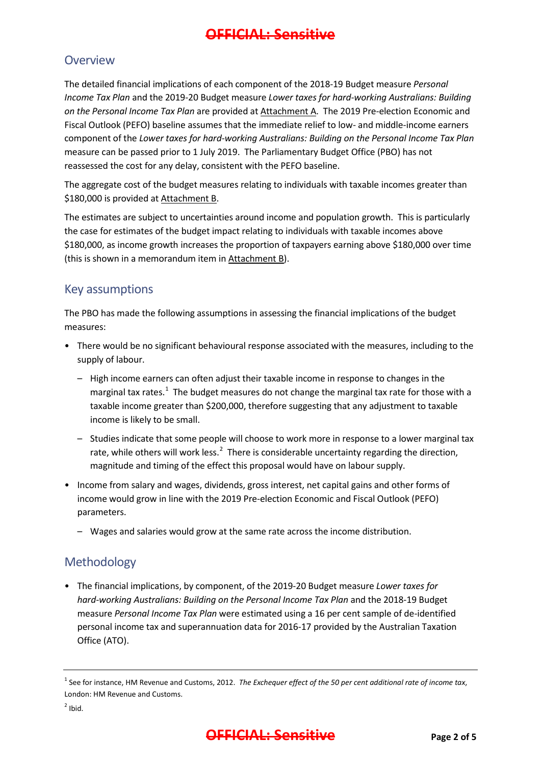## Overview

The detailed financial implications of each component of the 2018-19 Budget measure *Personal Income Tax Plan* and the 2019-20 Budget measure *Lower taxes for hard-working Australians: Building on the Personal Income Tax Plan* are provided at Attachment A. The 2019 Pre-election Economic and Fiscal Outlook (PEFO) baseline assumes that the immediate relief to low- and middle-income earners component of the *Lower taxes for hard-working Australians: Building on the Personal Income Tax Plan* measure can be passed prior to 1 July 2019. The Parliamentary Budget Office (PBO) has not reassessed the cost for any delay, consistent with the PEFO baseline.

The aggregate cost of the budget measures relating to individuals with taxable incomes greater than $180,000 is provided at Attachment B.

The estimates are subject to uncertainties around income and population growth. This is particularly the case for estimates of the budget impact relating to individuals with taxable incomes above $180,000, as income growth increases the proportion of taxpayers earning above $180,000 over time (this is shown in a memorandum item in Attachment B).

## Key assumptions

The PBO has made the following assumptions in assessing the financial implications of the budget measures:

- There would be no significant behavioural response associated with the measures, including to the supply of labour.
  - High income earners can often adjust their taxable income in response to changes in the marginal tax rates.[1] The budget measures do not change the marginal tax rate for those with a taxable income greater than $200,000, therefore suggesting that any adjustment to taxable income is likely to be small.
  - Studies indicate that some people will choose to work more in response to a lower marginal tax rate, while others will work less.[2] There is considerable uncertainty regarding the direction, magnitude and timing of the effect this proposal would have on labour supply.
- Income from salary and wages, dividends, gross interest, net capital gains and other forms of income would grow in line with the 2019 Pre-election Economic and Fiscal Outlook (PEFO) parameters.
  - Wages and salaries would grow at the same rate across the income distribution.

## Methodology

- The financial implications, by component, of the 2019-20 Budget measure *Lower taxes for hard-working Australians: Building on the Personal Income Tax Plan* and the 2018-19 Budget measure *Personal Income Tax Plan* were estimated using a 16 per cent sample of de-identified personal income tax and superannuation data for 2016-17 provided by the Australian Taxation Office (ATO).

---

[1] See for instance, HM Revenue and Customs, 2012. *The Exchequer effect of the 50 per cent additional rate of income tax*, London: HM Revenue and Customs.

[2] Ibid.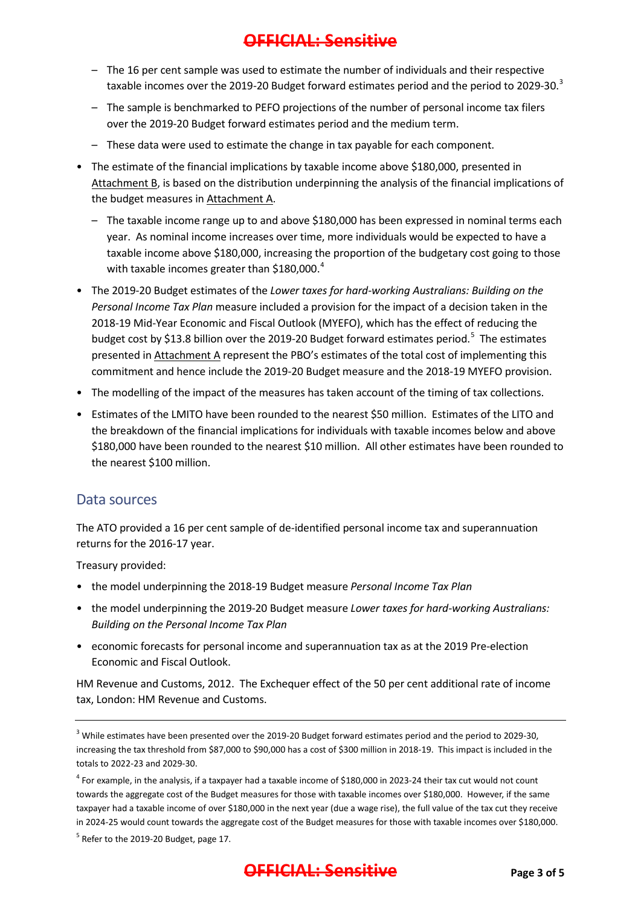- The 16 per cent sample was used to estimate the number of individuals and their respective taxable incomes over the 2019-20 Budget forward estimates period and the period to 2029-30.[3]
- The sample is benchmarked to PEFO projections of the number of personal income tax filers over the 2019-20 Budget forward estimates period and the medium term.
- These data were used to estimate the change in tax payable for each component.

- The estimate of the financial implications by taxable income above $180,000, presented in Attachment B, is based on the distribution underpinning the analysis of the financial implications of the budget measures in Attachment A.
  - The taxable income range up to and above $180,000 has been expressed in nominal terms each year. As nominal income increases over time, more individuals would be expected to have a taxable income above $180,000, increasing the proportion of the budgetary cost going to those with taxable incomes greater than $180,000.[4]
- The 2019-20 Budget estimates of the *Lower taxes for hard-working Australians: Building on the Personal Income Tax Plan* measure included a provision for the impact of a decision taken in the 2018-19 Mid-Year Economic and Fiscal Outlook (MYEFO), which has the effect of reducing the budget cost by $13.8 billion over the 2019-20 Budget forward estimates period.[5] The estimates presented in Attachment A represent the PBO's estimates of the total cost of implementing this commitment and hence include the 2019-20 Budget measure and the 2018-19 MYEFO provision.
- The modelling of the impact of the measures has taken account of the timing of tax collections.
- Estimates of the LMITO have been rounded to the nearest $50 million. Estimates of the LITO and the breakdown of the financial implications for individuals with taxable incomes below and above $180,000 have been rounded to the nearest $10 million. All other estimates have been rounded to the nearest $100 million.

## Data sources

The ATO provided a 16 per cent sample of de-identified personal income tax and superannuation returns for the 2016-17 year.

Treasury provided:

- the model underpinning the 2018-19 Budget measure *Personal Income Tax Plan*
- the model underpinning the 2019-20 Budget measure *Lower taxes for hard-working Australians: Building on the Personal Income Tax Plan*
- economic forecasts for personal income and superannuation tax as at the 2019 Pre-election Economic and Fiscal Outlook.

HM Revenue and Customs, 2012. The Exchequer effect of the 50 per cent additional rate of income tax, London: HM Revenue and Customs.

---

[3] While estimates have been presented over the 2019-20 Budget forward estimates period and the period to 2029-30, increasing the tax threshold from $87,000 to $90,000 has a cost of $300 million in 2018-19. This impact is included in the totals to 2022-23 and 2029-30.

[4] For example, in the analysis, if a taxpayer had a taxable income of $180,000 in 2023-24 their tax cut would not count towards the aggregate cost of the Budget measures for those with taxable incomes over $180,000. However, if the same taxpayer had a taxable income of over $180,000 in the next year (due a wage rise), the full value of the tax cut they receive in 2024-25 would count towards the aggregate cost of the Budget measures for those with taxable incomes over $180,000.

[5] Refer to the 2019-20 Budget, page 17.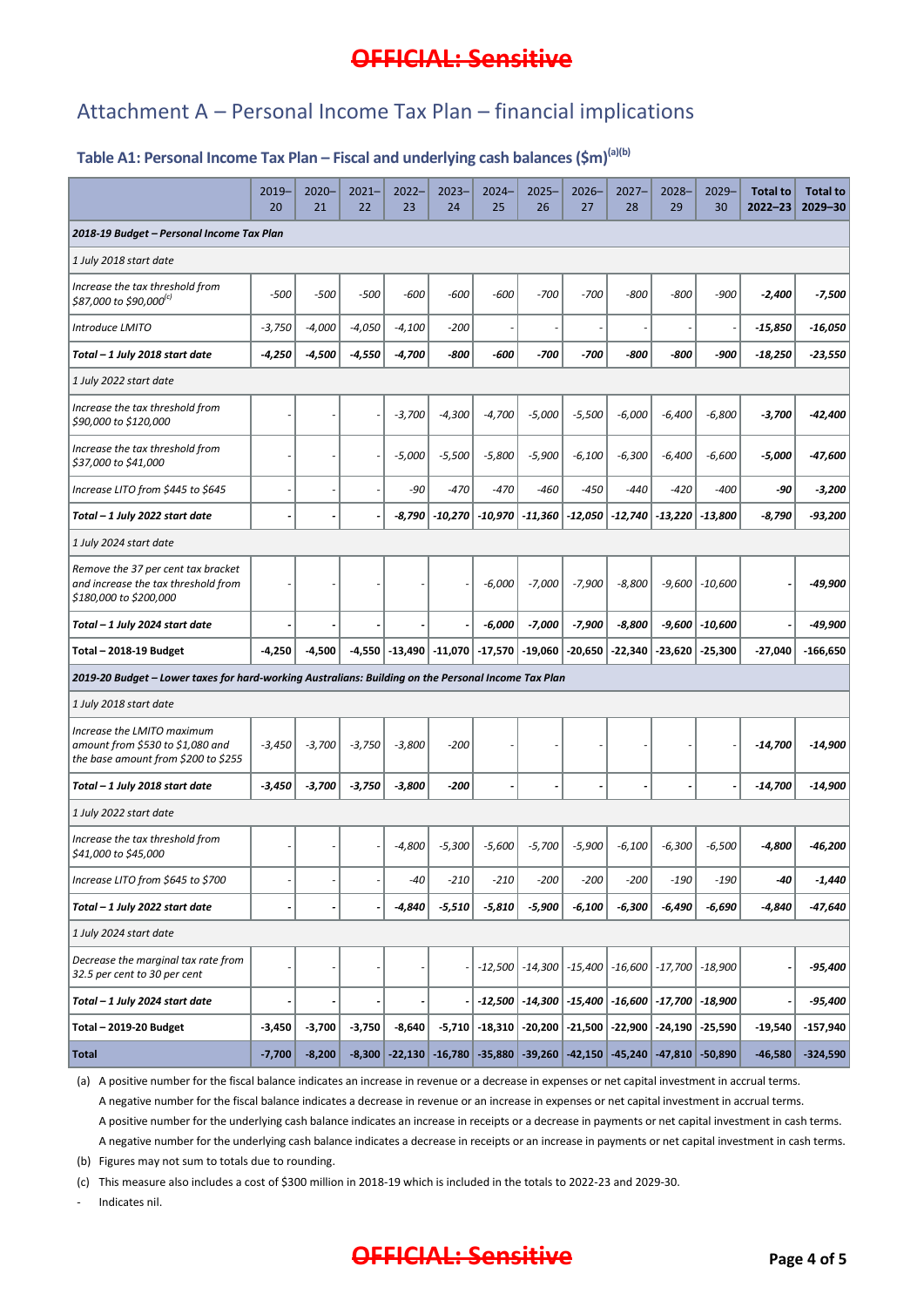~~OFFICIAL: Sensitive~~

# Attachment A – Personal Income Tax Plan – financial implications

### Table A1: Personal Income Tax Plan – Fiscal and underlying cash balances ($m)[(a)(b)]

| | 2019–20 | 2020–21 | 2021–22 | 2022–23 | 2023–24 | 2024–25 | 2025–26 | 2026–27 | 2027–28 | 2028–29 | 2029–30 | Total to 2022–23 | Total to 2029–30 |
|---|---|---|---|---|---|---|---|---|---|---|---|---|---|
| ***2018-19 Budget – Personal Income Tax Plan*** | | | | | | | | | | | | | |
| *1 July 2018 start date* | | | | | | | | | | | | | |
| *Increase the tax threshold from $87,000 to $90,000*[(c)] | *-500* | *-500* | *-500* | *-600* | *-600* | *-600* | *-700* | *-700* | *-800* | *-800* | *-900* | ***-2,400*** | ***-7,500*** |
| *Introduce LMITO* | *-3,750* | *-4,000* | *-4,050* | *-4,100* | *-200* | *-* | *-* | *-* | *-* | *-* | *-* | ***-15,850*** | ***-16,050*** |
| ***Total – 1 July 2018 start date*** | ***-4,250*** | ***-4,500*** | ***-4,550*** | ***-4,700*** | ***-800*** | ***-600*** | ***-700*** | ***-700*** | ***-800*** | ***-800*** | ***-900*** | ***-18,250*** | ***-23,550*** |
| *1 July 2022 start date* | | | | | | | | | | | | | |
| *Increase the tax threshold from $90,000 to $120,000* | *-* | *-* | *-* | *-3,700* | *-4,300* | *-4,700* | *-5,000* | *-5,500* | *-6,000* | *-6,400* | *-6,800* | ***-3,700*** | ***-42,400*** |
| *Increase the tax threshold from $37,000 to $41,000* | *-* | *-* | *-* | *-5,000* | *-5,500* | *-5,800* | *-5,900* | *-6,100* | *-6,300* | *-6,400* | *-6,600* | ***-5,000*** | ***-47,600*** |
| *Increase LITO from $445 to $645* | *-* | *-* | *-* | *-90* | *-470* | *-470* | *-460* | *-450* | *-440* | *-420* | *-400* | ***-90*** | ***-3,200*** |
| ***Total – 1 July 2022 start date*** | ***-*** | ***-*** | ***-*** | ***-8,790*** | ***-10,270*** | ***-10,970*** | ***-11,360*** | ***-12,050*** | ***-12,740*** | ***-13,220*** | ***-13,800*** | ***-8,790*** | ***-93,200*** |
| *1 July 2024 start date* | | | | | | | | | | | | | |
| *Remove the 37 per cent tax bracket and increase the tax threshold from $180,000 to $200,000* | *-* | *-* | *-* | *-* | *-* | *-6,000* | *-7,000* | *-7,900* | *-8,800* | *-9,600* | *-10,600* | ***-*** | ***-49,900*** |
| ***Total – 1 July 2024 start date*** | ***-*** | ***-*** | ***-*** | ***-*** | ***-*** | ***-6,000*** | ***-7,000*** | ***-7,900*** | ***-8,800*** | ***-9,600*** | ***-10,600*** | ***-*** | ***-49,900*** |
| **Total – 2018-19 Budget** | **-4,250** | **-4,500** | **-4,550** | **-13,490** | **-11,070** | **-17,570** | **-19,060** | **-20,650** | **-22,340** | **-23,620** | **-25,300** | **-27,040** | **-166,650** |
| ***2019-20 Budget – Lower taxes for hard-working Australians: Building on the Personal Income Tax Plan*** | | | | | | | | | | | | | |
| *1 July 2018 start date* | | | | | | | | | | | | | |
| *Increase the LMITO maximum amount from $530 to $1,080 and the base amount from $200 to $255* | *-3,450* | *-3,700* | *-3,750* | *-3,800* | *-200* | *-* | *-* | *-* | *-* | *-* | *-* | ***-14,700*** | ***-14,900*** |
| ***Total – 1 July 2018 start date*** | ***-3,450*** | ***-3,700*** | ***-3,750*** | ***-3,800*** | ***-200*** | ***-*** | ***-*** | ***-*** | ***-*** | ***-*** | ***-*** | ***-14,700*** | ***-14,900*** |
| *1 July 2022 start date* | | | | | | | | | | | | | |
| *Increase the tax threshold from $41,000 to $45,000* | *-* | *-* | *-* | *-4,800* | *-5,300* | *-5,600* | *-5,700* | *-5,900* | *-6,100* | *-6,300* | *-6,500* | ***-4,800*** | ***-46,200*** |
| *Increase LITO from $645 to $700* | *-* | *-* | *-* | *-40* | *-210* | *-210* | *-200* | *-200* | *-200* | *-190* | *-190* | ***-40*** | ***-1,440*** |
| ***Total – 1 July 2022 start date*** | ***-*** | ***-*** | ***-*** | ***-4,840*** | ***-5,510*** | ***-5,810*** | ***-5,900*** | ***-6,100*** | ***-6,300*** | ***-6,490*** | ***-6,690*** | ***-4,840*** | ***-47,640*** |
| *1 July 2024 start date* | | | | | | | | | | | | | |
| *Decrease the marginal tax rate from 32.5 per cent to 30 per cent* | *-* | *-* | *-* | *-* | *-* | *-12,500* | *-14,300* | *-15,400* | *-16,600* | *-17,700* | *-18,900* | ***-*** | ***-95,400*** |
| ***Total – 1 July 2024 start date*** | ***-*** | ***-*** | ***-*** | ***-*** | ***-*** | ***-12,500*** | ***-14,300*** | ***-15,400*** | ***-16,600*** | ***-17,700*** | ***-18,900*** | ***-*** | ***-95,400*** |
| **Total – 2019-20 Budget** | **-3,450** | **-3,700** | **-3,750** | **-8,640** | **-5,710** | **-18,310** | **-20,200** | **-21,500** | **-22,900** | **-24,190** | **-25,590** | **-19,540** | **-157,940** |
| **Total** | **-7,700** | **-8,200** | **-8,300** | **-22,130** | **-16,780** | **-35,880** | **-39,260** | **-42,150** | **-45,240** | **-47,810** | **-50,890** | **-46,580** | **-324,590** |

(a) A positive number for the fiscal balance indicates an increase in revenue or a decrease in expenses or net capital investment in accrual terms.
A negative number for the fiscal balance indicates a decrease in revenue or an increase in expenses or net capital investment in accrual terms.
A positive number for the underlying cash balance indicates an increase in receipts or a decrease in payments or net capital investment in cash terms.
A negative number for the underlying cash balance indicates a decrease in receipts or an increase in payments or net capital investment in cash terms.

(b) Figures may not sum to totals due to rounding.

(c) This measure also includes a cost of $300 million in 2018-19 which is included in the totals to 2022-23 and 2029-30.

\- Indicates nil.

~~OFFICIAL: Sensitive~~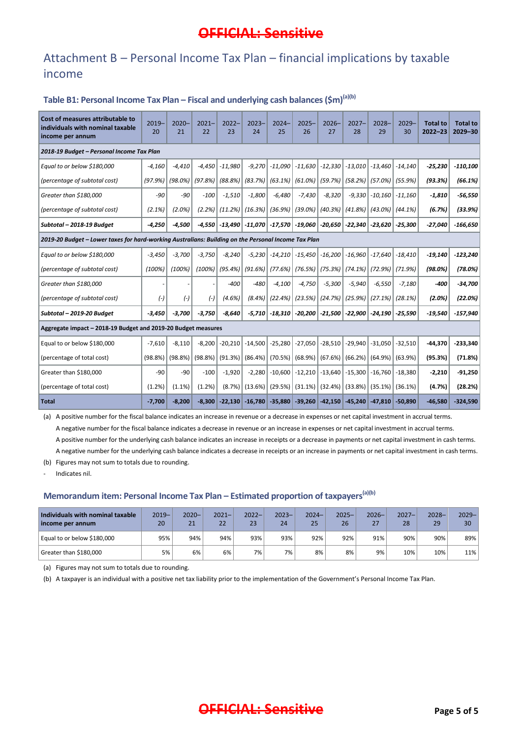# Attachment B – Personal Income Tax Plan – financial implications by taxable income

### Table B1: Personal Income Tax Plan – Fiscal and underlying cash balances ($m)[(a)(b)]

| Cost of measures attributable to individuals with nominal taxable income per annum | 2019–20 | 2020–21 | 2021–22 | 2022–23 | 2023–24 | 2024–25 | 2025–26 | 2026–27 | 2027–28 | 2028–29 | 2029–30 | Total to 2022–23 | Total to 2029–30 |
|---|---|---|---|---|---|---|---|---|---|---|---|---|---|
| ***2018-19 Budget – Personal Income Tax Plan*** | | | | | | | | | | | | | |
| *Equal to or below $180,000* | *-4,160* | *-4,410* | *-4,450* | *-11,980* | *-9,270* | *-11,090* | *-11,630* | *-12,330* | *-13,010* | *-13,460* | *-14,140* | ***-25,230*** | ***-110,100*** |
| *(percentage of subtotal cost)* | *(97.9%)* | *(98.0%)* | *(97.8%)* | *(88.8%)* | *(83.7%)* | *(63.1%)* | *(61.0%)* | *(59.7%)* | *(58.2%)* | *(57.0%)* | *(55.9%)* | ***(93.3%)*** | ***(66.1%)*** |
| *Greater than $180,000* | *-90* | *-90* | *-100* | *-1,510* | *-1,800* | *-6,480* | *-7,430* | *-8,320* | *-9,330* | *-10,160* | *-11,160* | ***-1,810*** | ***-56,550*** |
| *(percentage of subtotal cost)* | *(2.1%)* | *(2.0%)* | *(2.2%)* | *(11.2%)* | *(16.3%)* | *(36.9%)* | *(39.0%)* | *(40.3%)* | *(41.8%)* | *(43.0%)* | *(44.1%)* | ***(6.7%)*** | ***(33.9%)*** |
| ***Subtotal – 2018-19 Budget*** | ***-4,250*** | ***-4,500*** | ***-4,550*** | ***-13,490*** | ***-11,070*** | ***-17,570*** | ***-19,060*** | ***-20,650*** | ***-22,340*** | ***-23,620*** | ***-25,300*** | ***-27,040*** | ***-166,650*** |
| ***2019-20 Budget – Lower taxes for hard-working Australians: Building on the Personal Income Tax Plan*** | | | | | | | | | | | | | |
| *Equal to or below $180,000* | *-3,450* | *-3,700* | *-3,750* | *-8,240* | *-5,230* | *-14,210* | *-15,450* | *-16,200* | *-16,960* | *-17,640* | *-18,410* | ***-19,140*** | ***-123,240*** |
| *(percentage of subtotal cost)* | *(100%)* | *(100%)* | *(100%)* | *(95.4%)* | *(91.6%)* | *(77.6%)* | *(76.5%)* | *(75.3%)* | *(74.1%)* | *(72.9%)* | *(71.9%)* | ***(98.0%)*** | ***(78.0%)*** |
| *Greater than $180,000* | - | - | - | *-400* | *-480* | *-4,100* | *-4,750* | *-5,300* | *-5,940* | *-6,550* | *-7,180* | ***-400*** | ***-34,700*** |
| *(percentage of subtotal cost)* | *(-)* | *(-)* | *(-)* | *(4.6%)* | *(8.4%)* | *(22.4%)* | *(23.5%)* | *(24.7%)* | *(25.9%)* | *(27.1%)* | *(28.1%)* | ***(2.0%)*** | ***(22.0%)*** |
| ***Subtotal – 2019-20 Budget*** | ***-3,450*** | ***-3,700*** | ***-3,750*** | ***-8,640*** | ***-5,710*** | ***-18,310*** | ***-20,200*** | ***-21,500*** | ***-22,900*** | ***-24,190*** | ***-25,590*** | ***-19,540*** | ***-157,940*** |
| **Aggregate impact – 2018-19 Budget and 2019-20 Budget measures** | | | | | | | | | | | | | |
| Equal to or below $180,000 | -7,610 | -8,110 | -8,200 | -20,210 | -14,500 | -25,280 | -27,050 | -28,510 | -29,940 | -31,050 | -32,510 | **-44,370** | **-233,340** |
| (percentage of total cost) | (98.8%) | (98.8%) | (98.8%) | (91.3%) | (86.4%) | (70.5%) | (68.9%) | (67.6%) | (66.2%) | (64.9%) | (63.9%) | **(95.3%)** | **(71.8%)** |
| Greater than $180,000 | -90 | -90 | -100 | -1,920 | -2,280 | -10,600 | -12,210 | -13,640 | -15,300 | -16,760 | -18,380 | **-2,210** | **-91,250** |
| (percentage of total cost) | (1.2%) | (1.1%) | (1.2%) | (8.7%) | (13.6%) | (29.5%) | (31.1%) | (32.4%) | (33.8%) | (35.1%) | (36.1%) | **(4.7%)** | **(28.2%)** |
| **Total** | **-7,700** | **-8,200** | **-8,300** | **-22,130** | **-16,780** | **-35,880** | **-39,260** | **-42,150** | **-45,240** | **-47,810** | **-50,890** | **-46,580** | **-324,590** |

(a) A positive number for the fiscal balance indicates an increase in revenue or a decrease in expenses or net capital investment in accrual terms.
A negative number for the fiscal balance indicates a decrease in revenue or an increase in expenses or net capital investment in accrual terms.
A positive number for the underlying cash balance indicates an increase in receipts or a decrease in payments or net capital investment in cash terms.
A negative number for the underlying cash balance indicates a decrease in receipts or an increase in payments or net capital investment in cash terms.

(b) Figures may not sum to totals due to rounding.

\- Indicates nil.

### Memorandum item: Personal Income Tax Plan – Estimated proportion of taxpayers[(a)(b)]

| Individuals with nominal taxable income per annum | 2019–20 | 2020–21 | 2021–22 | 2022–23 | 2023–24 | 2024–25 | 2025–26 | 2026–27 | 2027–28 | 2028–29 | 2029–30 |
|---|---|---|---|---|---|---|---|---|---|---|---|
| Equal to or below $180,000 | 95% | 94% | 94% | 93% | 93% | 92% | 92% | 91% | 90% | 90% | 89% |
| Greater than $180,000 | 5% | 6% | 6% | 7% | 7% | 8% | 8% | 9% | 10% | 10% | 11% |

(a) Figures may not sum to totals due to rounding.

(b) A taxpayer is an individual with a positive net tax liability prior to the implementation of the Government's Personal Income Tax Plan.